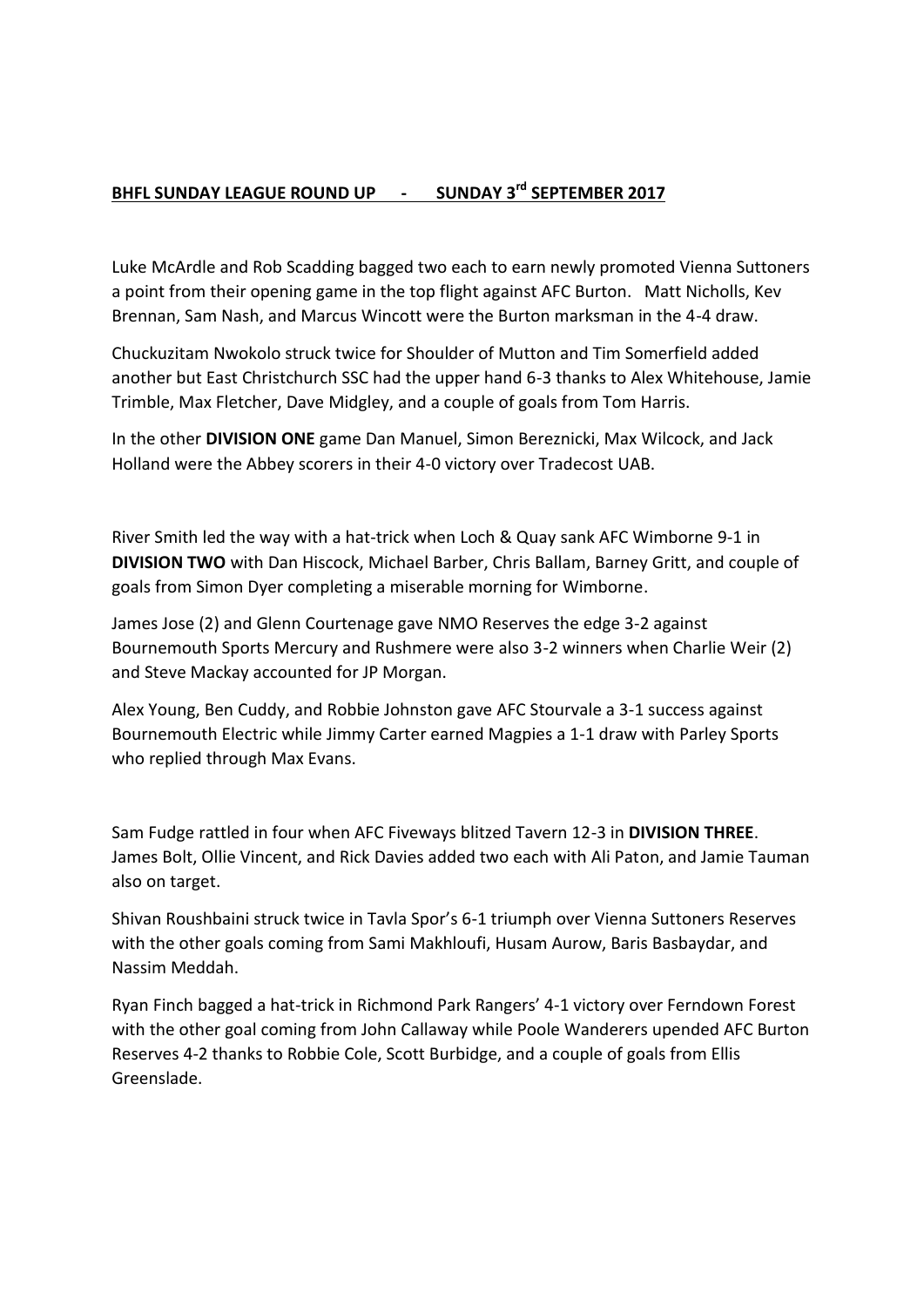**BHFL SUNDAY LEAGUE ROUND UP - SUNDAY 3rd SEPTEMBER 2017**

Luke McArdle and Rob Scadding bagged two each to earn newly promoted Vienna Suttoners a point from their opening game in the top flight against AFC Burton. Matt Nicholls, Kev Brennan, Sam Nash, and Marcus Wincott were the Burton marksman in the 4-4 draw.

Chuckuzitam Nwokolo struck twice for Shoulder of Mutton and Tim Somerfield added another but East Christchurch SSC had the upper hand 6-3 thanks to Alex Whitehouse, Jamie Trimble, Max Fletcher, Dave Midgley, and a couple of goals from Tom Harris.

In the other **DIVISION ONE** game Dan Manuel, Simon Bereznicki, Max Wilcock, and Jack Holland were the Abbey scorers in their 4-0 victory over Tradecost UAB.

River Smith led the way with a hat-trick when Loch & Quay sank AFC Wimborne 9-1 in **DIVISION TWO** with Dan Hiscock, Michael Barber, Chris Ballam, Barney Gritt, and couple of goals from Simon Dyer completing a miserable morning for Wimborne.

James Jose (2) and Glenn Courtenage gave NMO Reserves the edge 3-2 against Bournemouth Sports Mercury and Rushmere were also 3-2 winners when Charlie Weir (2) and Steve Mackay accounted for JP Morgan.

Alex Young, Ben Cuddy, and Robbie Johnston gave AFC Stourvale a 3-1 success against Bournemouth Electric while Jimmy Carter earned Magpies a 1-1 draw with Parley Sports who replied through Max Evans.

Sam Fudge rattled in four when AFC Fiveways blitzed Tavern 12-3 in **DIVISION THREE**. James Bolt, Ollie Vincent, and Rick Davies added two each with Ali Paton, and Jamie Tauman also on target.

Shivan Roushbaini struck twice in Tavla Spor's 6-1 triumph over Vienna Suttoners Reserves with the other goals coming from Sami Makhloufi, Husam Aurow, Baris Basbaydar, and Nassim Meddah.

Ryan Finch bagged a hat-trick in Richmond Park Rangers' 4-1 victory over Ferndown Forest with the other goal coming from John Callaway while Poole Wanderers upended AFC Burton Reserves 4-2 thanks to Robbie Cole, Scott Burbidge, and a couple of goals from Ellis Greenslade.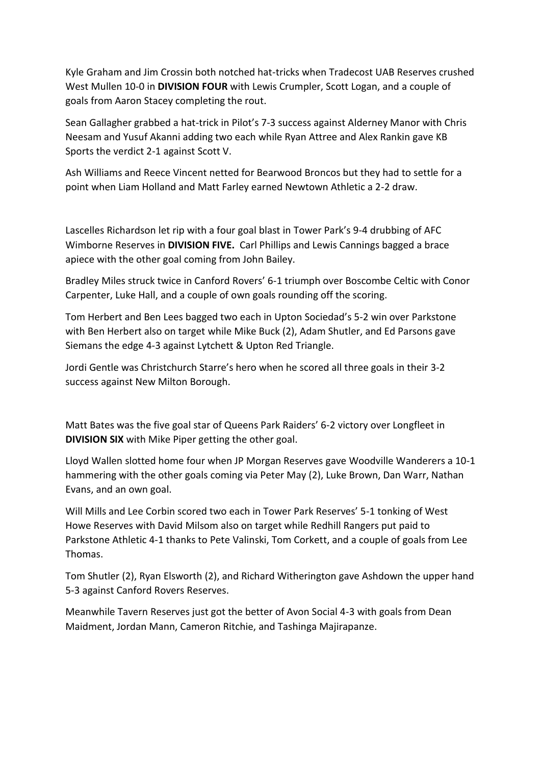Kyle Graham and Jim Crossin both notched hat-tricks when Tradecost UAB Reserves crushed West Mullen 10-0 in **DIVISION FOUR** with Lewis Crumpler, Scott Logan, and a couple of goals from Aaron Stacey completing the rout.

Sean Gallagher grabbed a hat-trick in Pilot's 7-3 success against Alderney Manor with Chris Neesam and Yusuf Akanni adding two each while Ryan Attree and Alex Rankin gave KB Sports the verdict 2-1 against Scott V.

Ash Williams and Reece Vincent netted for Bearwood Broncos but they had to settle for a point when Liam Holland and Matt Farley earned Newtown Athletic a 2-2 draw.

Lascelles Richardson let rip with a four goal blast in Tower Park's 9-4 drubbing of AFC Wimborne Reserves in **DIVISION FIVE.** Carl Phillips and Lewis Cannings bagged a brace apiece with the other goal coming from John Bailey.

Bradley Miles struck twice in Canford Rovers' 6-1 triumph over Boscombe Celtic with Conor Carpenter, Luke Hall, and a couple of own goals rounding off the scoring.

Tom Herbert and Ben Lees bagged two each in Upton Sociedad's 5-2 win over Parkstone with Ben Herbert also on target while Mike Buck (2), Adam Shutler, and Ed Parsons gave Siemans the edge 4-3 against Lytchett & Upton Red Triangle.

Jordi Gentle was Christchurch Starre's hero when he scored all three goals in their 3-2 success against New Milton Borough.

Matt Bates was the five goal star of Queens Park Raiders' 6-2 victory over Longfleet in **DIVISION SIX** with Mike Piper getting the other goal.

Lloyd Wallen slotted home four when JP Morgan Reserves gave Woodville Wanderers a 10-1 hammering with the other goals coming via Peter May (2), Luke Brown, Dan Warr, Nathan Evans, and an own goal.

Will Mills and Lee Corbin scored two each in Tower Park Reserves' 5-1 tonking of West Howe Reserves with David Milsom also on target while Redhill Rangers put paid to Parkstone Athletic 4-1 thanks to Pete Valinski, Tom Corkett, and a couple of goals from Lee Thomas.

Tom Shutler (2), Ryan Elsworth (2), and Richard Witherington gave Ashdown the upper hand 5-3 against Canford Rovers Reserves.

Meanwhile Tavern Reserves just got the better of Avon Social 4-3 with goals from Dean Maidment, Jordan Mann, Cameron Ritchie, and Tashinga Majirapanze.